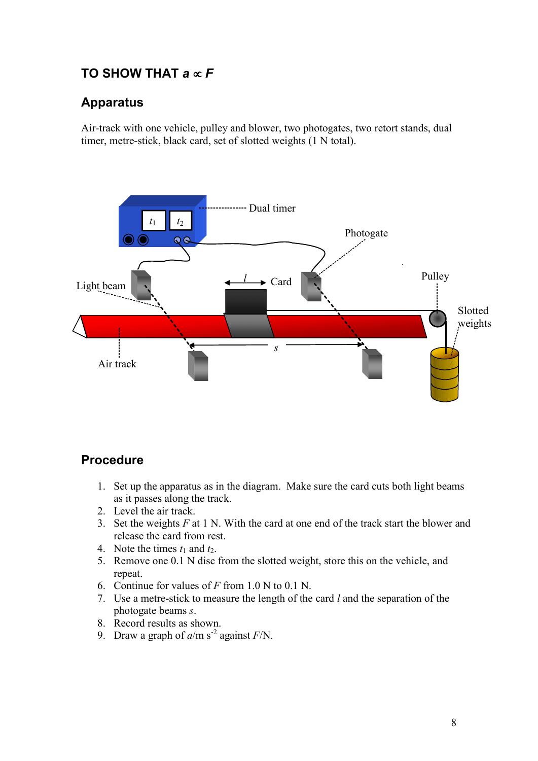## TO SHOW THAT $a \propto F$

### Apparatus

Air-track with one vehicle, pulley and blower, two photogates, two retort stands, dual timer, metre-stick, black card, set of slotted weights (1 N total).

### Procedure

1. Set up the apparatus as in the diagram. Make sure the card cuts both light beams as it passes along the track.
2. Level the air track.
3. Set the weights $F$ at 1 N. With the card at one end of the track start the blower and release the card from rest.
4. Note the times $t_1$ and $t_2$.
5. Remove one 0.1 N disc from the slotted weight, store this on the vehicle, and repeat.
6. Continue for values of $F$ from 1.0 N to 0.1 N.
7. Use a metre-stick to measure the length of the card $l$ and the separation of the photogate beams $s$.
8. Record results as shown.
9. Draw a graph of $a$/m s$^{-2}$ against $F$/N.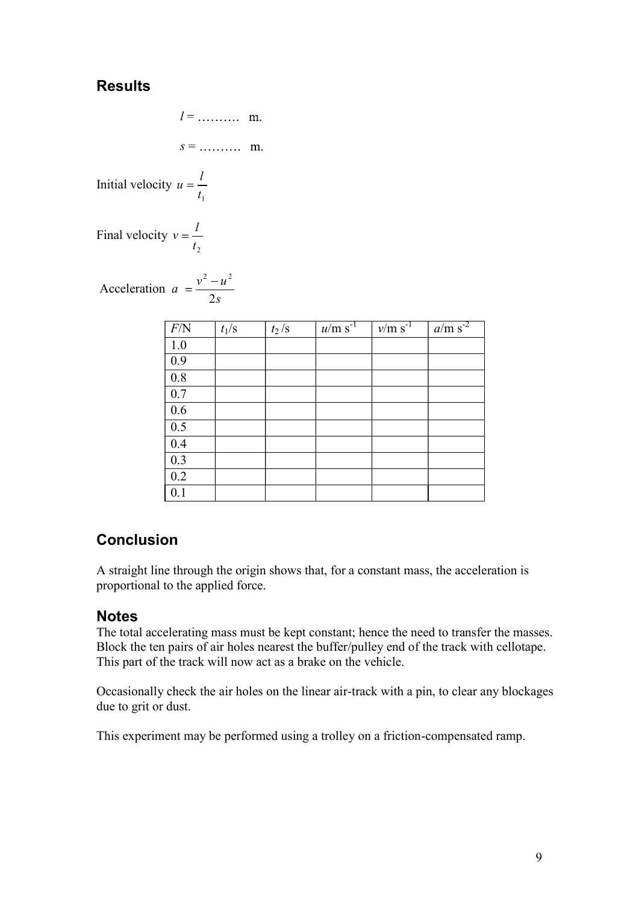## Results

$l$ = ………. m.

$s$ = ………. m.

Initial velocity $u = \frac{l}{t_1}$

Final velocity $v = \frac{l}{t_2}$

Acceleration $a = \frac{v^2 - u^2}{2s}$

| $F$/N | $t_1$/s | $t_2$/s | $u$/m $s^{-1}$ | $v$/m $s^{-1}$ | $a$/m $s^{-2}$ |
|---|---|---|---|---|---|
| 1.0 | | | | | |
| 0.9 | | | | | |
| 0.8 | | | | | |
| 0.7 | | | | | |
| 0.6 | | | | | |
| 0.5 | | | | | |
| 0.4 | | | | | |
| 0.3 | | | | | |
| 0.2 | | | | | |
| 0.1 | | | | | |

## Conclusion

A straight line through the origin shows that, for a constant mass, the acceleration is proportional to the applied force.

## Notes

The total accelerating mass must be kept constant; hence the need to transfer the masses. Block the ten pairs of air holes nearest the buffer/pulley end of the track with cellotape. This part of the track will now act as a brake on the vehicle.

Occasionally check the air holes on the linear air-track with a pin, to clear any blockages due to grit or dust.

This experiment may be performed using a trolley on a friction-compensated ramp.